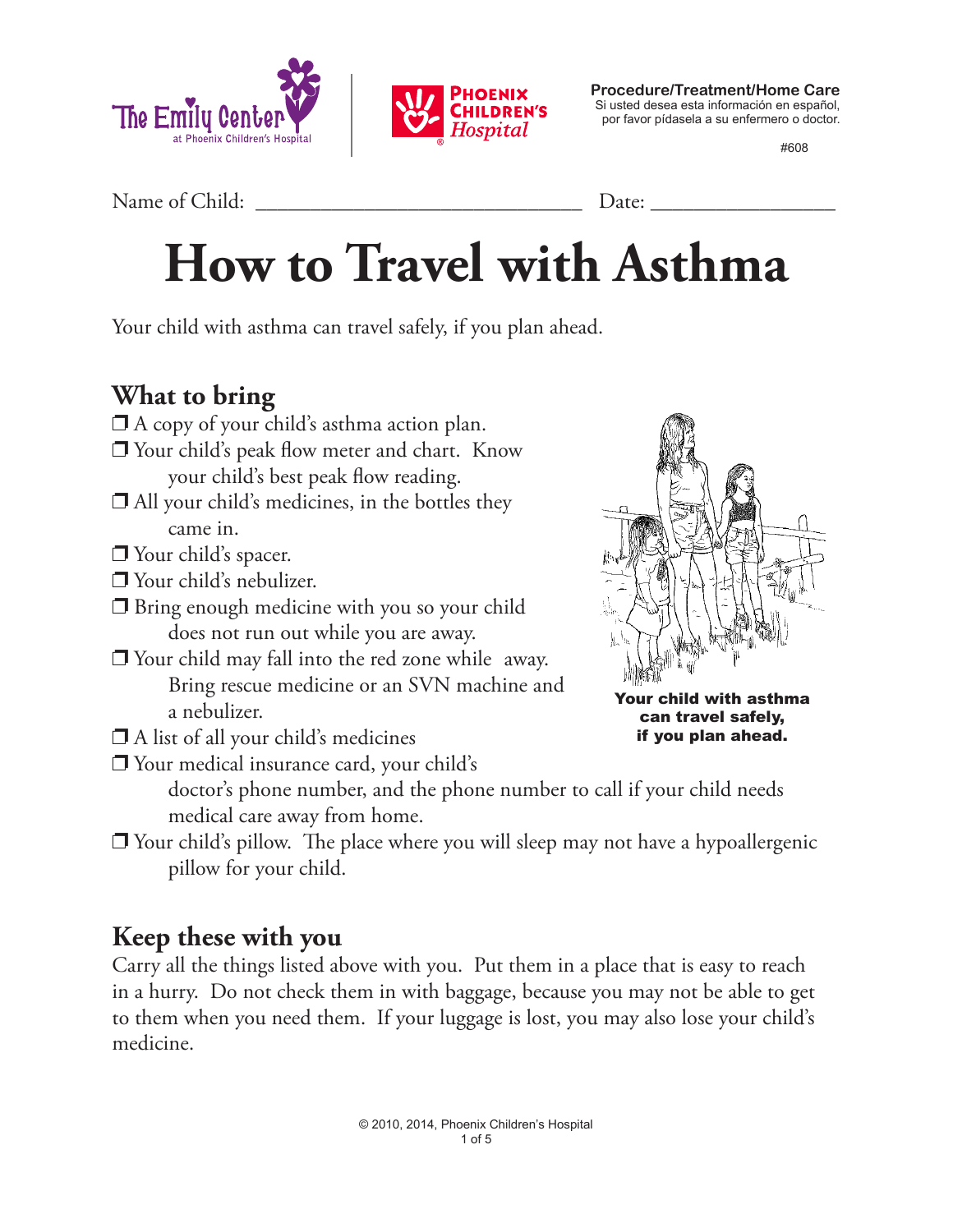Procedure/Treatment/Home Care
Si usted desea esta información en español, por favor pídasela a su enfermero o doctor.

#608

Name of Child: ______________________________ Date: _________________

# How to Travel with Asthma

Your child with asthma can travel safely, if you plan ahead.

## What to bring

- ❒ A copy of your child's asthma action plan.
- ❒ Your child's peak flow meter and chart. Know your child's best peak flow reading.
- ❒ All your child's medicines, in the bottles they came in.
- ❒ Your child's spacer.
- ❒ Your child's nebulizer.
- ❒ Bring enough medicine with you so your child does not run out while you are away.
- ❒ Your child may fall into the red zone while away. Bring rescue medicine or an SVN machine and a nebulizer.
- ❒ A list of all your child's medicines
- ❒ Your medical insurance card, your child's doctor's phone number, and the phone number to call if your child needs medical care away from home.
- ❒ Your child's pillow. The place where you will sleep may not have a hypoallergenic pillow for your child.

**Your child with asthma can travel safely, if you plan ahead.**

## Keep these with you

Carry all the things listed above with you. Put them in a place that is easy to reach in a hurry. Do not check them in with baggage, because you may not be able to get to them when you need them. If your luggage is lost, you may also lose your child's medicine.

© 2010, 2014, Phoenix Children's Hospital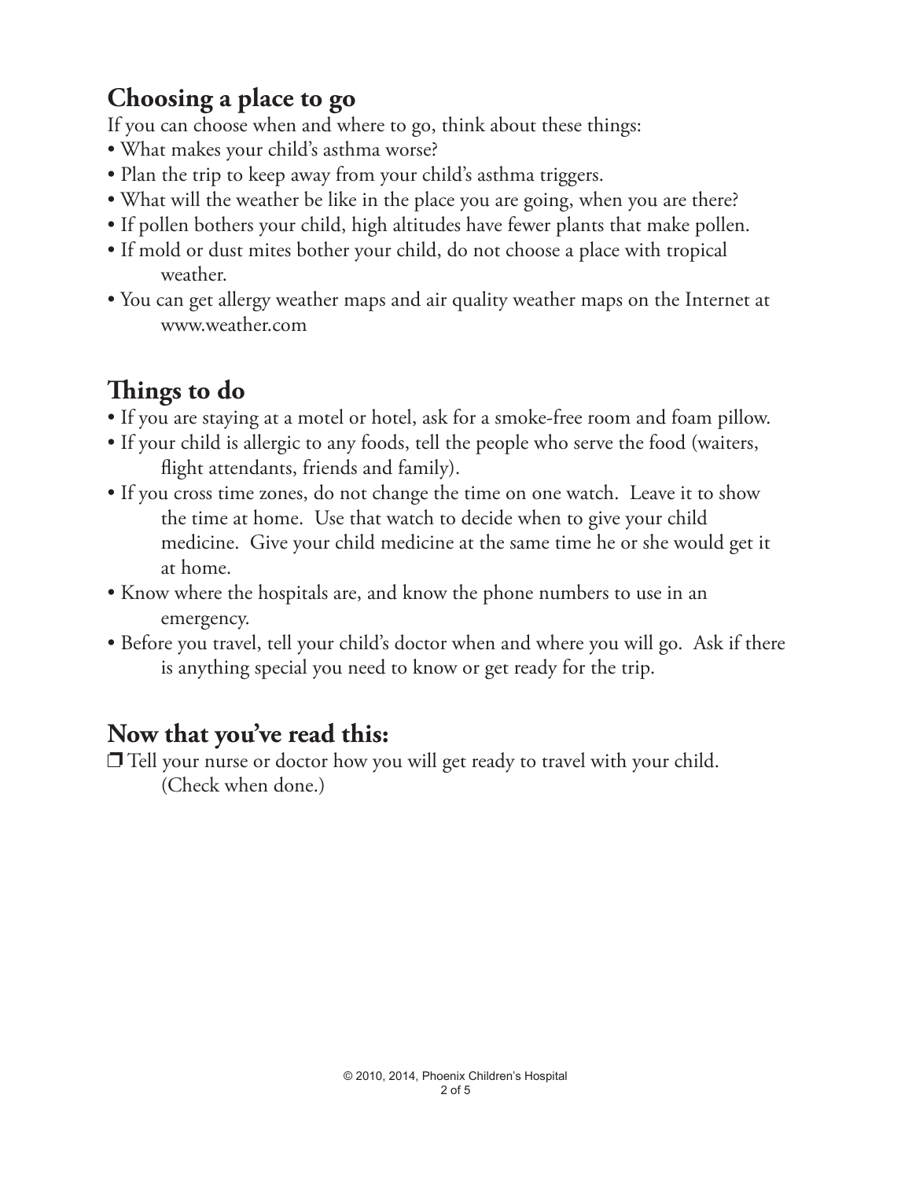## Choosing a place to go

If you can choose when and where to go, think about these things:

- What makes your child's asthma worse?
- Plan the trip to keep away from your child's asthma triggers.
- What will the weather be like in the place you are going, when you are there?
- If pollen bothers your child, high altitudes have fewer plants that make pollen.
- If mold or dust mites bother your child, do not choose a place with tropical weather.
- You can get allergy weather maps and air quality weather maps on the Internet at www.weather.com

## Things to do

- If you are staying at a motel or hotel, ask for a smoke-free room and foam pillow.
- If your child is allergic to any foods, tell the people who serve the food (waiters, flight attendants, friends and family).
- If you cross time zones, do not change the time on one watch. Leave it to show the time at home. Use that watch to decide when to give your child medicine. Give your child medicine at the same time he or she would get it at home.
- Know where the hospitals are, and know the phone numbers to use in an emergency.
- Before you travel, tell your child's doctor when and where you will go. Ask if there is anything special you need to know or get ready for the trip.

## Now that you've read this:

❒ Tell your nurse or doctor how you will get ready to travel with your child. (Check when done.)

© 2010, 2014, Phoenix Children's Hospital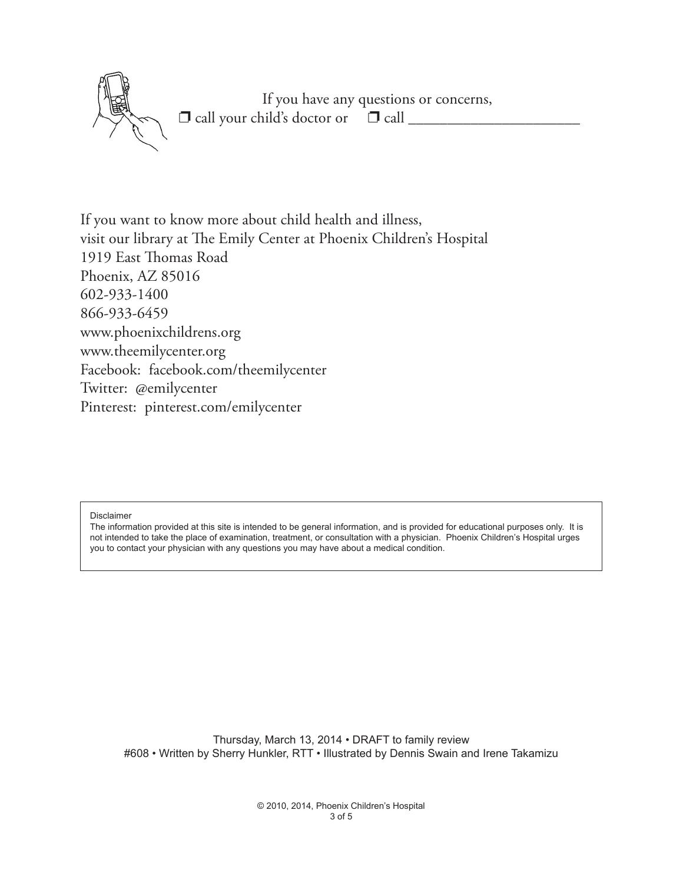If you have any questions or concerns,
❐ call your child's doctor or ❐ call ______________________

If you want to know more about child health and illness,
visit our library at The Emily Center at Phoenix Children's Hospital
1919 East Thomas Road
Phoenix, AZ 85016
602-933-1400
866-933-6459
www.phoenixchildrens.org
www.theemilycenter.org
Facebook: facebook.com/theemilycenter
Twitter: @emilycenter
Pinterest: pinterest.com/emilycenter

Disclaimer
The information provided at this site is intended to be general information, and is provided for educational purposes only. It is not intended to take the place of examination, treatment, or consultation with a physician. Phoenix Children's Hospital urges you to contact your physician with any questions you may have about a medical condition.

Thursday, March 13, 2014 • DRAFT to family review
#608 • Written by Sherry Hunkler, RTT • Illustrated by Dennis Swain and Irene Takamizu

© 2010, 2014, Phoenix Children's Hospital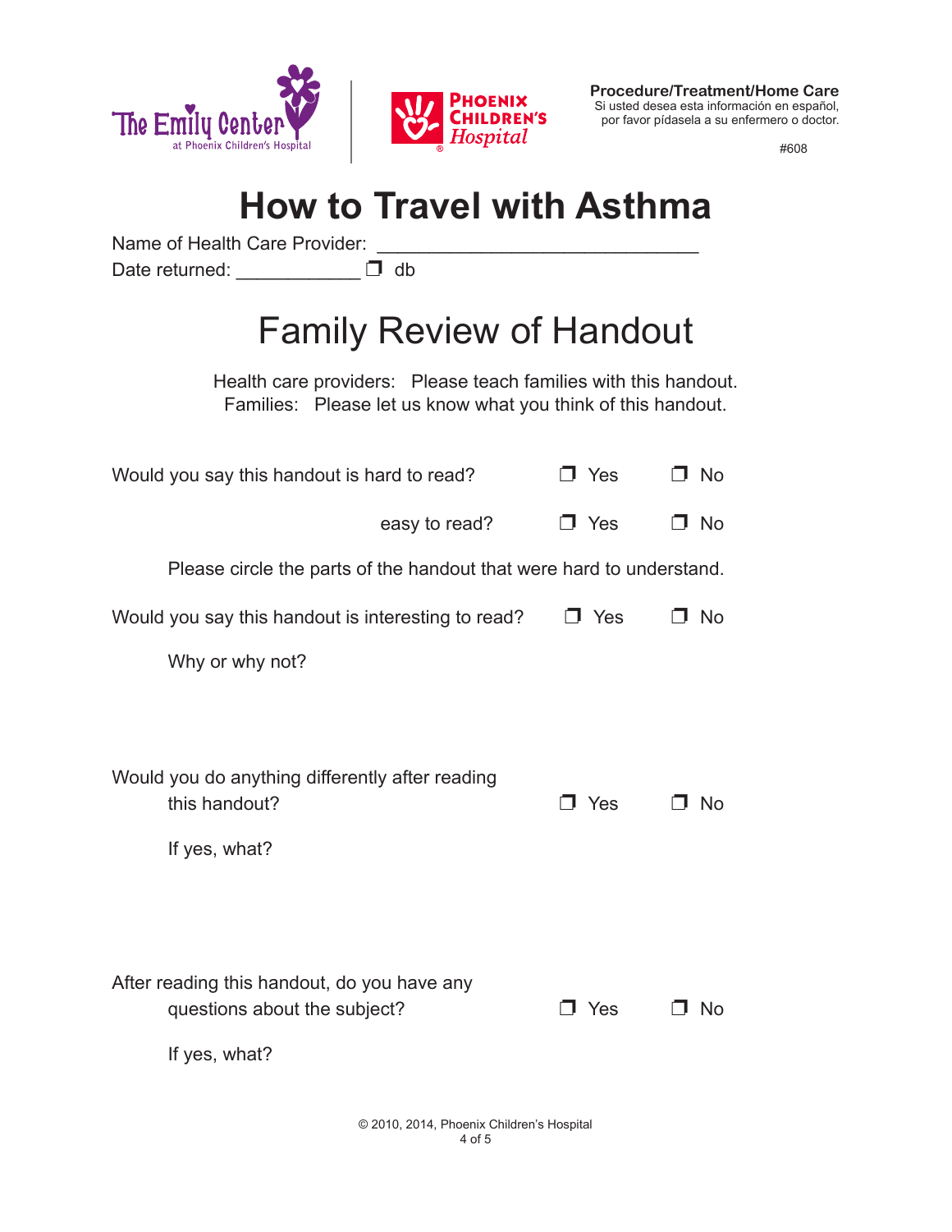The Emily Center at Phoenix Children's Hospital | Phoenix Children's Hospital

**Procedure/Treatment/Home Care**
Si usted desea esta información en español, por favor pídasela a su enfermero o doctor.

#608

# How to Travel with Asthma

Name of Health Care Provider: ______________________________

Date returned: ____________ ❒ db

## Family Review of Handout

Health care providers: Please teach families with this handout.
Families: Please let us know what you think of this handout.

Would you say this handout is hard to read? ❒ Yes ❒ No

easy to read? ❒ Yes ❒ No

Please circle the parts of the handout that were hard to understand.

Would you say this handout is interesting to read? ❒ Yes ❒ No

Why or why not?

Would you do anything differently after reading this handout? ❒ Yes ❒ No

If yes, what?

After reading this handout, do you have any questions about the subject? ❒ Yes ❒ No

If yes, what?

© 2010, 2014, Phoenix Children's Hospital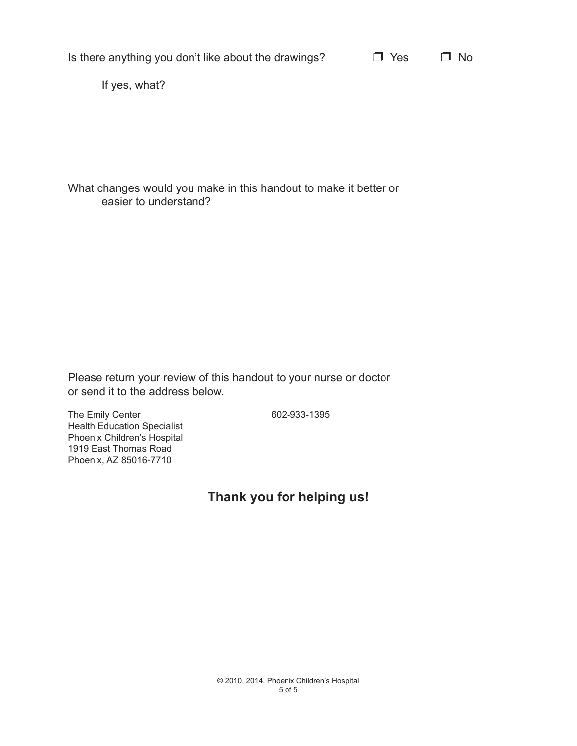Is there anything you don't like about the drawings? ❒ Yes ❒ No

If yes, what?

What changes would you make in this handout to make it better or easier to understand?

Please return your review of this handout to your nurse or doctor or send it to the address below.

The Emily Center  
Health Education Specialist  
Phoenix Children's Hospital  
1919 East Thomas Road  
Phoenix, AZ 85016-7710

602-933-1395

**Thank you for helping us!**

© 2010, 2014, Phoenix Children's Hospital